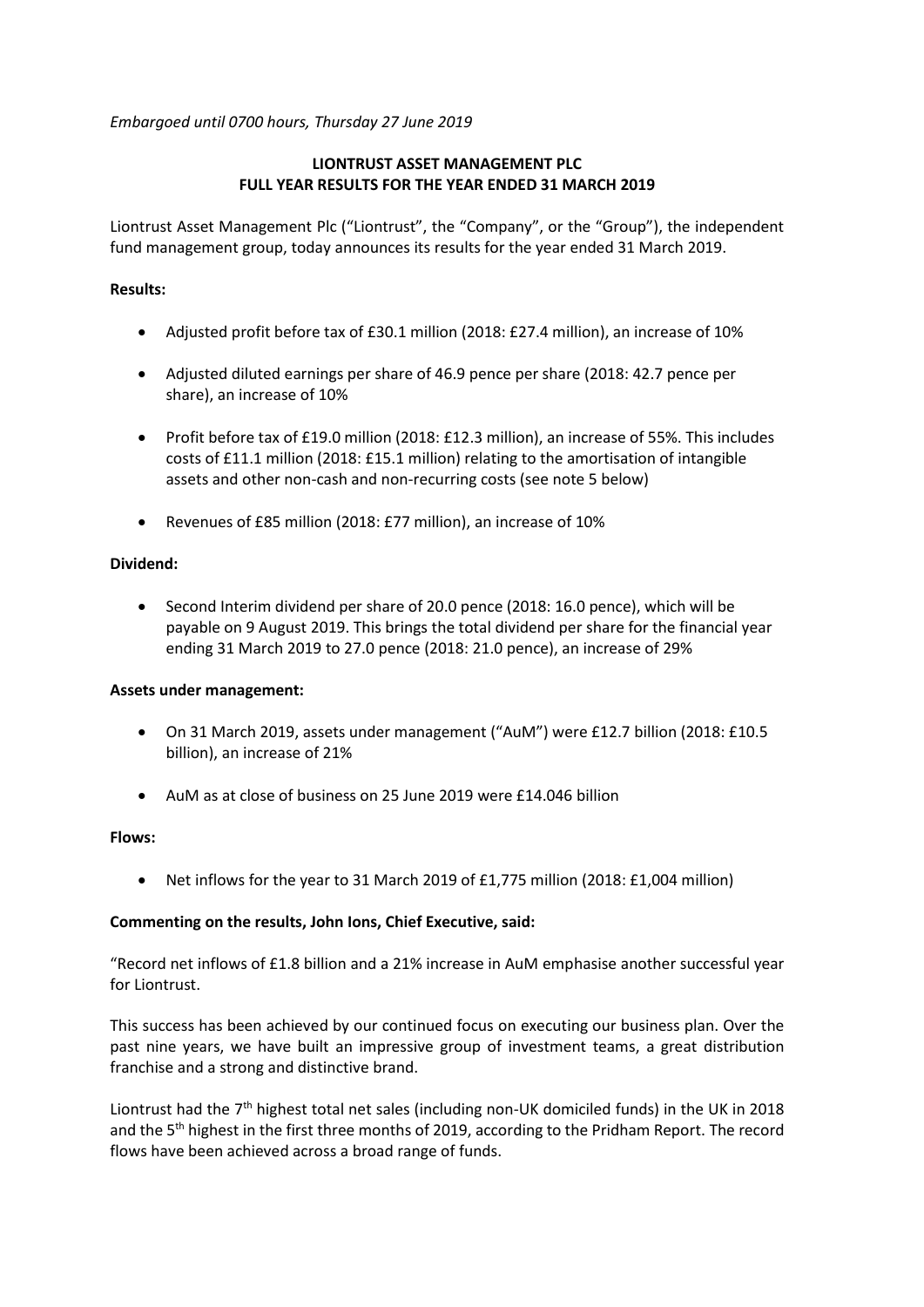*Embargoed until 0700 hours, Thursday 27 June 2019*

# LIONTRUST ASSET MANAGEMENT PLC
# FULL YEAR RESULTS FOR THE YEAR ENDED 31 MARCH 2019

Liontrust Asset Management Plc ("Liontrust", the "Company", or the "Group"), the independent fund management group, today announces its results for the year ended 31 March 2019.

**Results:**

- Adjusted profit before tax of £30.1 million (2018: £27.4 million), an increase of 10%
- Adjusted diluted earnings per share of 46.9 pence per share (2018: 42.7 pence per share), an increase of 10%
- Profit before tax of £19.0 million (2018: £12.3 million), an increase of 55%. This includes costs of £11.1 million (2018: £15.1 million) relating to the amortisation of intangible assets and other non-cash and non-recurring costs (see note 5 below)
- Revenues of £85 million (2018: £77 million), an increase of 10%

**Dividend:**

- Second Interim dividend per share of 20.0 pence (2018: 16.0 pence), which will be payable on 9 August 2019. This brings the total dividend per share for the financial year ending 31 March 2019 to 27.0 pence (2018: 21.0 pence), an increase of 29%

**Assets under management:**

- On 31 March 2019, assets under management ("AuM") were £12.7 billion (2018: £10.5 billion), an increase of 21%
- AuM as at close of business on 25 June 2019 were £14.046 billion

**Flows:**

- Net inflows for the year to 31 March 2019 of £1,775 million (2018: £1,004 million)

**Commenting on the results, John Ions, Chief Executive, said:**

"Record net inflows of £1.8 billion and a 21% increase in AuM emphasise another successful year for Liontrust.

This success has been achieved by our continued focus on executing our business plan. Over the past nine years, we have built an impressive group of investment teams, a great distribution franchise and a strong and distinctive brand.

Liontrust had the 7th highest total net sales (including non-UK domiciled funds) in the UK in 2018 and the 5th highest in the first three months of 2019, according to the Pridham Report. The record flows have been achieved across a broad range of funds.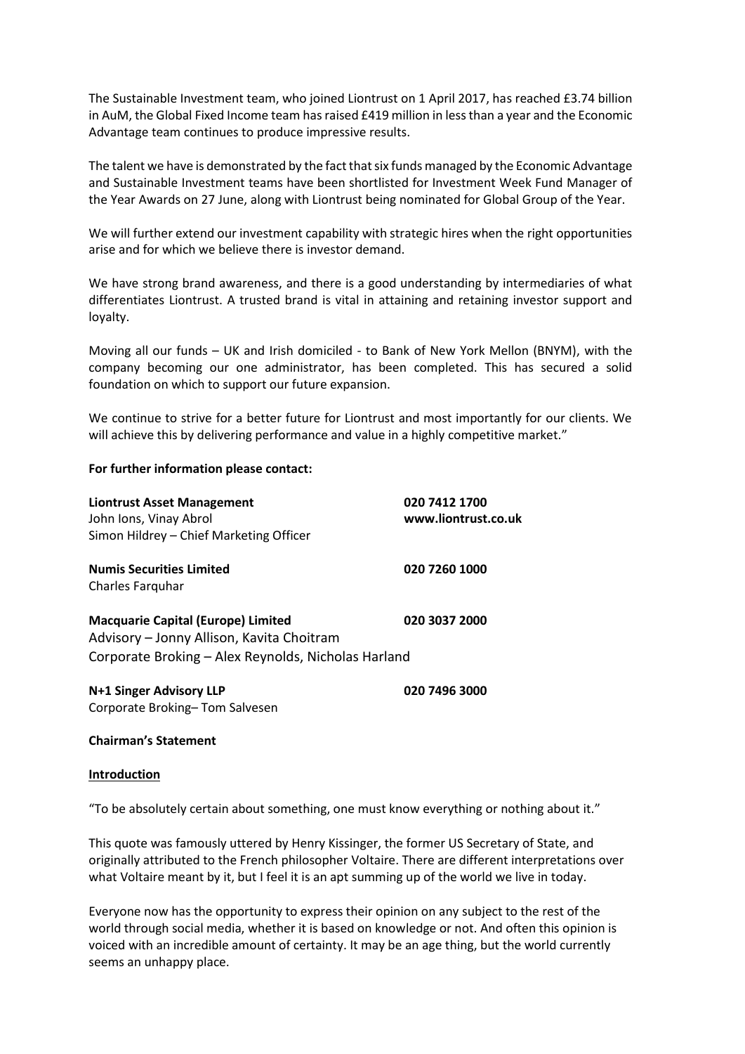The Sustainable Investment team, who joined Liontrust on 1 April 2017, has reached £3.74 billion in AuM, the Global Fixed Income team has raised £419 million in less than a year and the Economic Advantage team continues to produce impressive results.

The talent we have is demonstrated by the fact that six funds managed by the Economic Advantage and Sustainable Investment teams have been shortlisted for Investment Week Fund Manager of the Year Awards on 27 June, along with Liontrust being nominated for Global Group of the Year.

We will further extend our investment capability with strategic hires when the right opportunities arise and for which we believe there is investor demand.

We have strong brand awareness, and there is a good understanding by intermediaries of what differentiates Liontrust. A trusted brand is vital in attaining and retaining investor support and loyalty.

Moving all our funds – UK and Irish domiciled - to Bank of New York Mellon (BNYM), with the company becoming our one administrator, has been completed. This has secured a solid foundation on which to support our future expansion.

We continue to strive for a better future for Liontrust and most importantly for our clients. We will achieve this by delivering performance and value in a highly competitive market."

**For further information please contact:**

**Liontrust Asset Management** — **020 7412 1700** — **www.liontrust.co.uk**
John Ions, Vinay Abrol
Simon Hildrey – Chief Marketing Officer

**Numis Securities Limited** — **020 7260 1000**
Charles Farquhar

**Macquarie Capital (Europe) Limited** — **020 3037 2000**
Advisory – Jonny Allison, Kavita Choitram
Corporate Broking – Alex Reynolds, Nicholas Harland

**N+1 Singer Advisory LLP** — **020 7496 3000**
Corporate Broking– Tom Salvesen

## Chairman's Statement

### Introduction

"To be absolutely certain about something, one must know everything or nothing about it."

This quote was famously uttered by Henry Kissinger, the former US Secretary of State, and originally attributed to the French philosopher Voltaire. There are different interpretations over what Voltaire meant by it, but I feel it is an apt summing up of the world we live in today.

Everyone now has the opportunity to express their opinion on any subject to the rest of the world through social media, whether it is based on knowledge or not. And often this opinion is voiced with an incredible amount of certainty. It may be an age thing, but the world currently seems an unhappy place.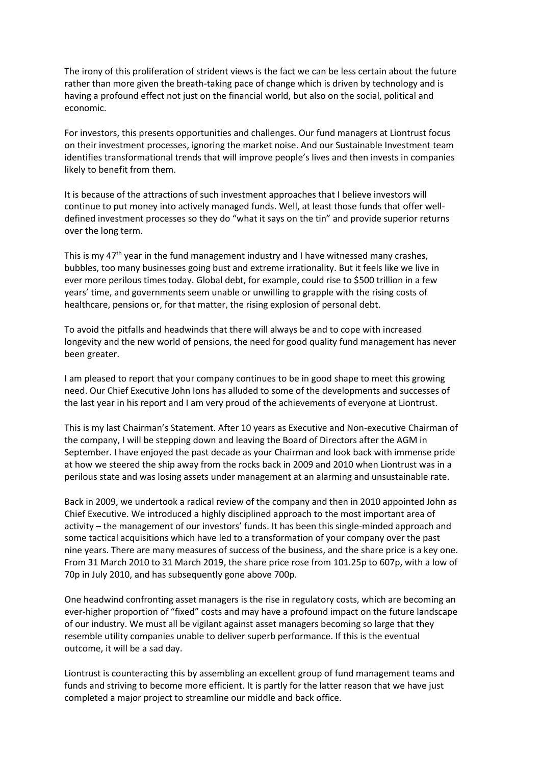The irony of this proliferation of strident views is the fact we can be less certain about the future rather than more given the breath-taking pace of change which is driven by technology and is having a profound effect not just on the financial world, but also on the social, political and economic.

For investors, this presents opportunities and challenges. Our fund managers at Liontrust focus on their investment processes, ignoring the market noise. And our Sustainable Investment team identifies transformational trends that will improve people's lives and then invests in companies likely to benefit from them.

It is because of the attractions of such investment approaches that I believe investors will continue to put money into actively managed funds. Well, at least those funds that offer well-defined investment processes so they do "what it says on the tin" and provide superior returns over the long term.

This is my 47th year in the fund management industry and I have witnessed many crashes, bubbles, too many businesses going bust and extreme irrationality. But it feels like we live in ever more perilous times today. Global debt, for example, could rise to $500 trillion in a few years' time, and governments seem unable or unwilling to grapple with the rising costs of healthcare, pensions or, for that matter, the rising explosion of personal debt.

To avoid the pitfalls and headwinds that there will always be and to cope with increased longevity and the new world of pensions, the need for good quality fund management has never been greater.

I am pleased to report that your company continues to be in good shape to meet this growing need. Our Chief Executive John Ions has alluded to some of the developments and successes of the last year in his report and I am very proud of the achievements of everyone at Liontrust.

This is my last Chairman's Statement. After 10 years as Executive and Non-executive Chairman of the company, I will be stepping down and leaving the Board of Directors after the AGM in September. I have enjoyed the past decade as your Chairman and look back with immense pride at how we steered the ship away from the rocks back in 2009 and 2010 when Liontrust was in a perilous state and was losing assets under management at an alarming and unsustainable rate.

Back in 2009, we undertook a radical review of the company and then in 2010 appointed John as Chief Executive. We introduced a highly disciplined approach to the most important area of activity – the management of our investors' funds. It has been this single-minded approach and some tactical acquisitions which have led to a transformation of your company over the past nine years. There are many measures of success of the business, and the share price is a key one. From 31 March 2010 to 31 March 2019, the share price rose from 101.25p to 607p, with a low of 70p in July 2010, and has subsequently gone above 700p.

One headwind confronting asset managers is the rise in regulatory costs, which are becoming an ever-higher proportion of "fixed" costs and may have a profound impact on the future landscape of our industry. We must all be vigilant against asset managers becoming so large that they resemble utility companies unable to deliver superb performance. If this is the eventual outcome, it will be a sad day.

Liontrust is counteracting this by assembling an excellent group of fund management teams and funds and striving to become more efficient. It is partly for the latter reason that we have just completed a major project to streamline our middle and back office.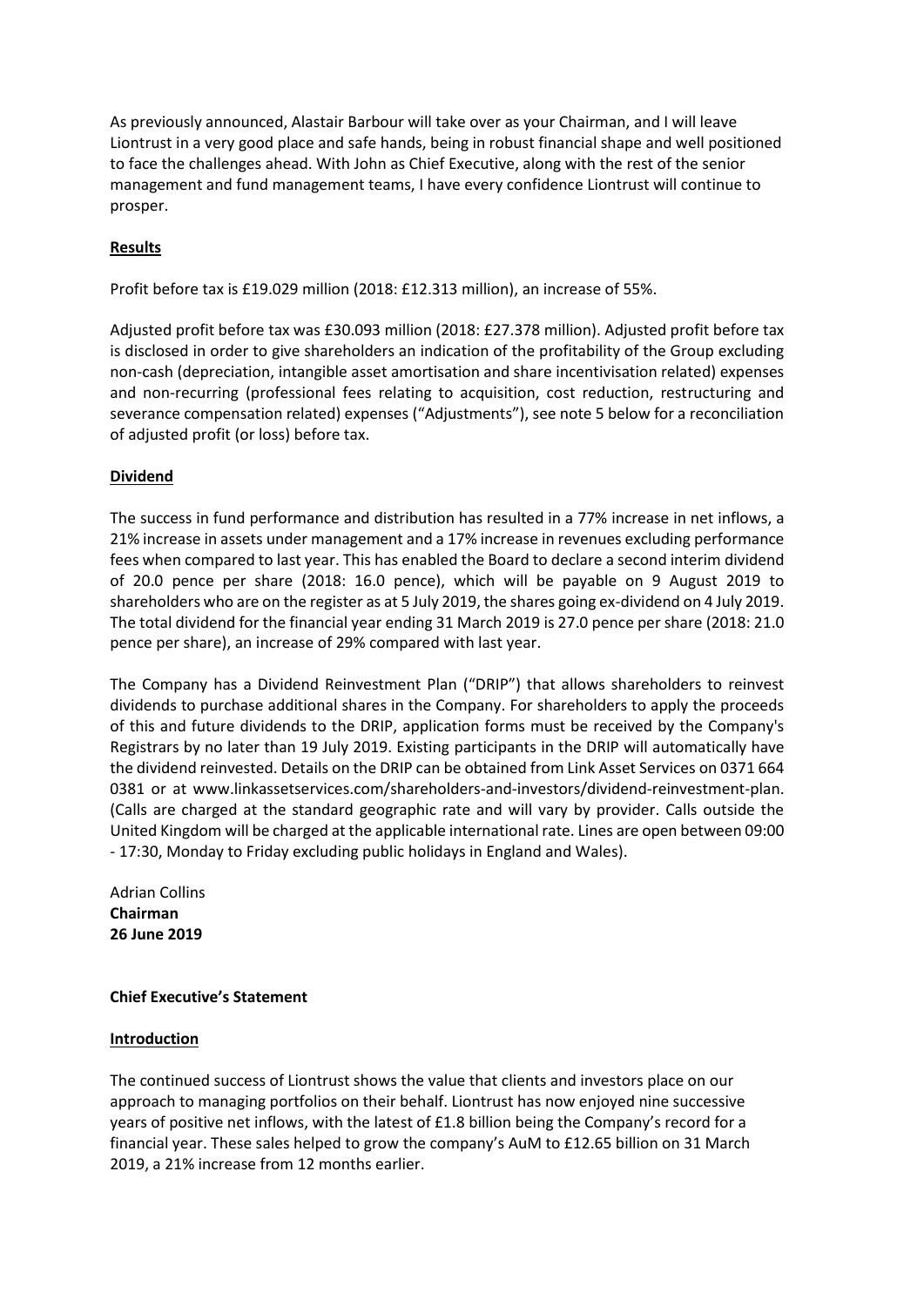As previously announced, Alastair Barbour will take over as your Chairman, and I will leave Liontrust in a very good place and safe hands, being in robust financial shape and well positioned to face the challenges ahead. With John as Chief Executive, along with the rest of the senior management and fund management teams, I have every confidence Liontrust will continue to prosper.

## Results

Profit before tax is £19.029 million (2018: £12.313 million), an increase of 55%.

Adjusted profit before tax was £30.093 million (2018: £27.378 million). Adjusted profit before tax is disclosed in order to give shareholders an indication of the profitability of the Group excluding non-cash (depreciation, intangible asset amortisation and share incentivisation related) expenses and non-recurring (professional fees relating to acquisition, cost reduction, restructuring and severance compensation related) expenses ("Adjustments"), see note 5 below for a reconciliation of adjusted profit (or loss) before tax.

## Dividend

The success in fund performance and distribution has resulted in a 77% increase in net inflows, a 21% increase in assets under management and a 17% increase in revenues excluding performance fees when compared to last year. This has enabled the Board to declare a second interim dividend of 20.0 pence per share (2018: 16.0 pence), which will be payable on 9 August 2019 to shareholders who are on the register as at 5 July 2019, the shares going ex-dividend on 4 July 2019. The total dividend for the financial year ending 31 March 2019 is 27.0 pence per share (2018: 21.0 pence per share), an increase of 29% compared with last year.

The Company has a Dividend Reinvestment Plan ("DRIP") that allows shareholders to reinvest dividends to purchase additional shares in the Company. For shareholders to apply the proceeds of this and future dividends to the DRIP, application forms must be received by the Company's Registrars by no later than 19 July 2019. Existing participants in the DRIP will automatically have the dividend reinvested. Details on the DRIP can be obtained from Link Asset Services on 0371 664 0381 or at www.linkassetservices.com/shareholders-and-investors/dividend-reinvestment-plan. (Calls are charged at the standard geographic rate and will vary by provider. Calls outside the United Kingdom will be charged at the applicable international rate. Lines are open between 09:00 - 17:30, Monday to Friday excluding public holidays in England and Wales).

Adrian Collins
**Chairman**
**26 June 2019**

# Chief Executive's Statement

## Introduction

The continued success of Liontrust shows the value that clients and investors place on our approach to managing portfolios on their behalf. Liontrust has now enjoyed nine successive years of positive net inflows, with the latest of £1.8 billion being the Company's record for a financial year. These sales helped to grow the company's AuM to £12.65 billion on 31 March 2019, a 21% increase from 12 months earlier.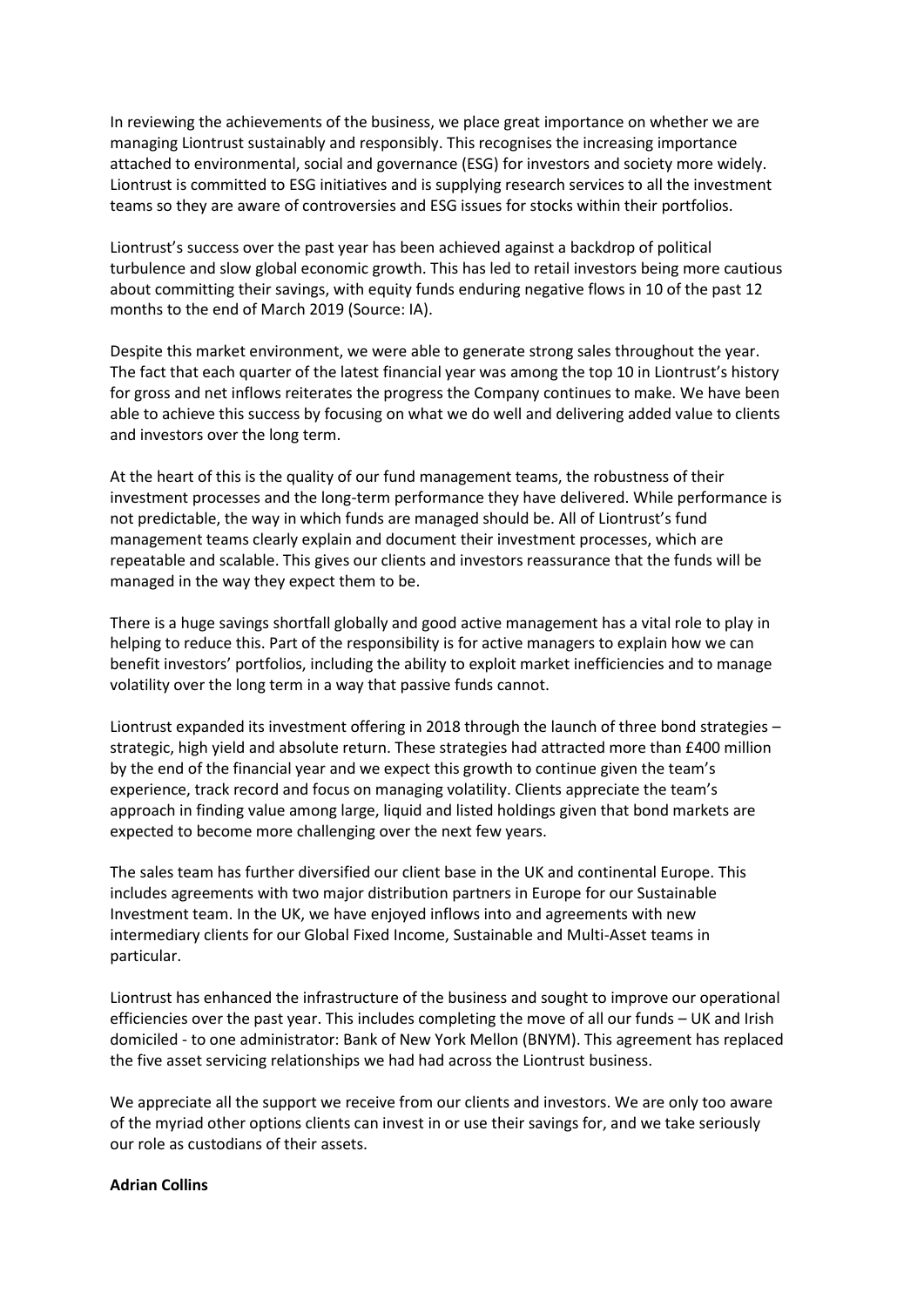In reviewing the achievements of the business, we place great importance on whether we are managing Liontrust sustainably and responsibly. This recognises the increasing importance attached to environmental, social and governance (ESG) for investors and society more widely. Liontrust is committed to ESG initiatives and is supplying research services to all the investment teams so they are aware of controversies and ESG issues for stocks within their portfolios.

Liontrust's success over the past year has been achieved against a backdrop of political turbulence and slow global economic growth. This has led to retail investors being more cautious about committing their savings, with equity funds enduring negative flows in 10 of the past 12 months to the end of March 2019 (Source: IA).

Despite this market environment, we were able to generate strong sales throughout the year. The fact that each quarter of the latest financial year was among the top 10 in Liontrust's history for gross and net inflows reiterates the progress the Company continues to make. We have been able to achieve this success by focusing on what we do well and delivering added value to clients and investors over the long term.

At the heart of this is the quality of our fund management teams, the robustness of their investment processes and the long-term performance they have delivered. While performance is not predictable, the way in which funds are managed should be. All of Liontrust's fund management teams clearly explain and document their investment processes, which are repeatable and scalable. This gives our clients and investors reassurance that the funds will be managed in the way they expect them to be.

There is a huge savings shortfall globally and good active management has a vital role to play in helping to reduce this. Part of the responsibility is for active managers to explain how we can benefit investors' portfolios, including the ability to exploit market inefficiencies and to manage volatility over the long term in a way that passive funds cannot.

Liontrust expanded its investment offering in 2018 through the launch of three bond strategies – strategic, high yield and absolute return. These strategies had attracted more than £400 million by the end of the financial year and we expect this growth to continue given the team's experience, track record and focus on managing volatility. Clients appreciate the team's approach in finding value among large, liquid and listed holdings given that bond markets are expected to become more challenging over the next few years.

The sales team has further diversified our client base in the UK and continental Europe. This includes agreements with two major distribution partners in Europe for our Sustainable Investment team. In the UK, we have enjoyed inflows into and agreements with new intermediary clients for our Global Fixed Income, Sustainable and Multi-Asset teams in particular.

Liontrust has enhanced the infrastructure of the business and sought to improve our operational efficiencies over the past year. This includes completing the move of all our funds – UK and Irish domiciled - to one administrator: Bank of New York Mellon (BNYM). This agreement has replaced the five asset servicing relationships we had had across the Liontrust business.

We appreciate all the support we receive from our clients and investors. We are only too aware of the myriad other options clients can invest in or use their savings for, and we take seriously our role as custodians of their assets.

**Adrian Collins**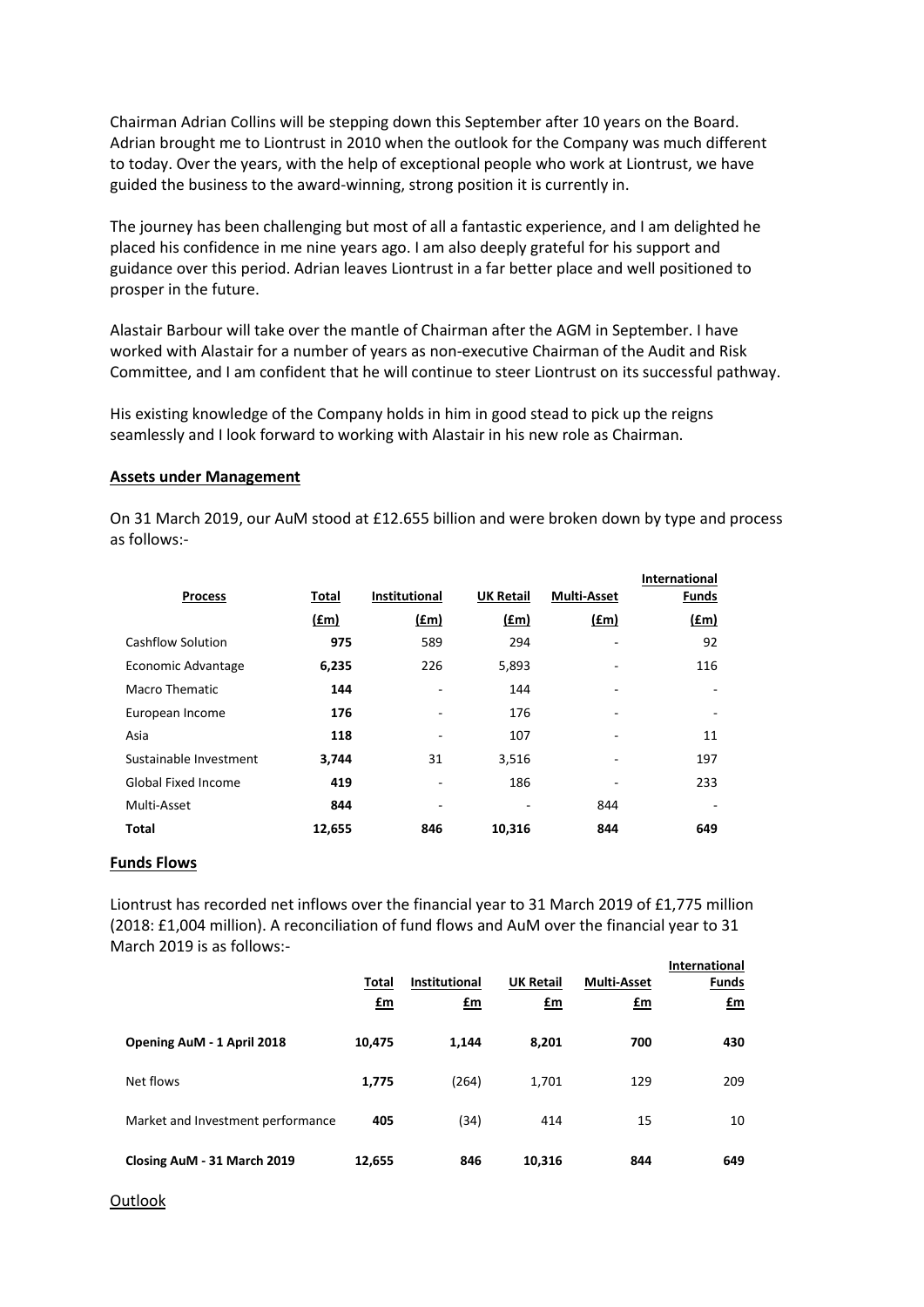Chairman Adrian Collins will be stepping down this September after 10 years on the Board. Adrian brought me to Liontrust in 2010 when the outlook for the Company was much different to today. Over the years, with the help of exceptional people who work at Liontrust, we have guided the business to the award-winning, strong position it is currently in.

The journey has been challenging but most of all a fantastic experience, and I am delighted he placed his confidence in me nine years ago. I am also deeply grateful for his support and guidance over this period. Adrian leaves Liontrust in a far better place and well positioned to prosper in the future.

Alastair Barbour will take over the mantle of Chairman after the AGM in September. I have worked with Alastair for a number of years as non-executive Chairman of the Audit and Risk Committee, and I am confident that he will continue to steer Liontrust on its successful pathway.

His existing knowledge of the Company holds in him in good stead to pick up the reigns seamlessly and I look forward to working with Alastair in his new role as Chairman.

**Assets under Management**

On 31 March 2019, our AuM stood at £12.655 billion and were broken down by type and process as follows:-

| Process | Total | Institutional | UK Retail | Multi-Asset | International Funds |
|---|---|---|---|---|---|
| | (£m) | (£m) | (£m) | (£m) | (£m) |
| Cashflow Solution | **975** | 589 | 294 | - | 92 |
| Economic Advantage | **6,235** | 226 | 5,893 | - | 116 |
| Macro Thematic | **144** | - | 144 | - | - |
| European Income | **176** | - | 176 | - | - |
| Asia | **118** | - | 107 | - | 11 |
| Sustainable Investment | **3,744** | 31 | 3,516 | - | 197 |
| Global Fixed Income | **419** | - | 186 | - | 233 |
| Multi-Asset | **844** | - | - | 844 | - |
| **Total** | **12,655** | **846** | **10,316** | **844** | **649** |

**Funds Flows**

Liontrust has recorded net inflows over the financial year to 31 March 2019 of £1,775 million (2018: £1,004 million). A reconciliation of fund flows and AuM over the financial year to 31 March 2019 is as follows:-

| | Total | Institutional | UK Retail | Multi-Asset | International Funds |
|---|---|---|---|---|---|
| | £m | £m | £m | £m | £m |
| **Opening AuM - 1 April 2018** | **10,475** | **1,144** | **8,201** | **700** | **430** |
| Net flows | **1,775** | (264) | 1,701 | 129 | 209 |
| Market and Investment performance | **405** | (34) | 414 | 15 | 10 |
| **Closing AuM - 31 March 2019** | **12,655** | **846** | **10,316** | **844** | **649** |

Outlook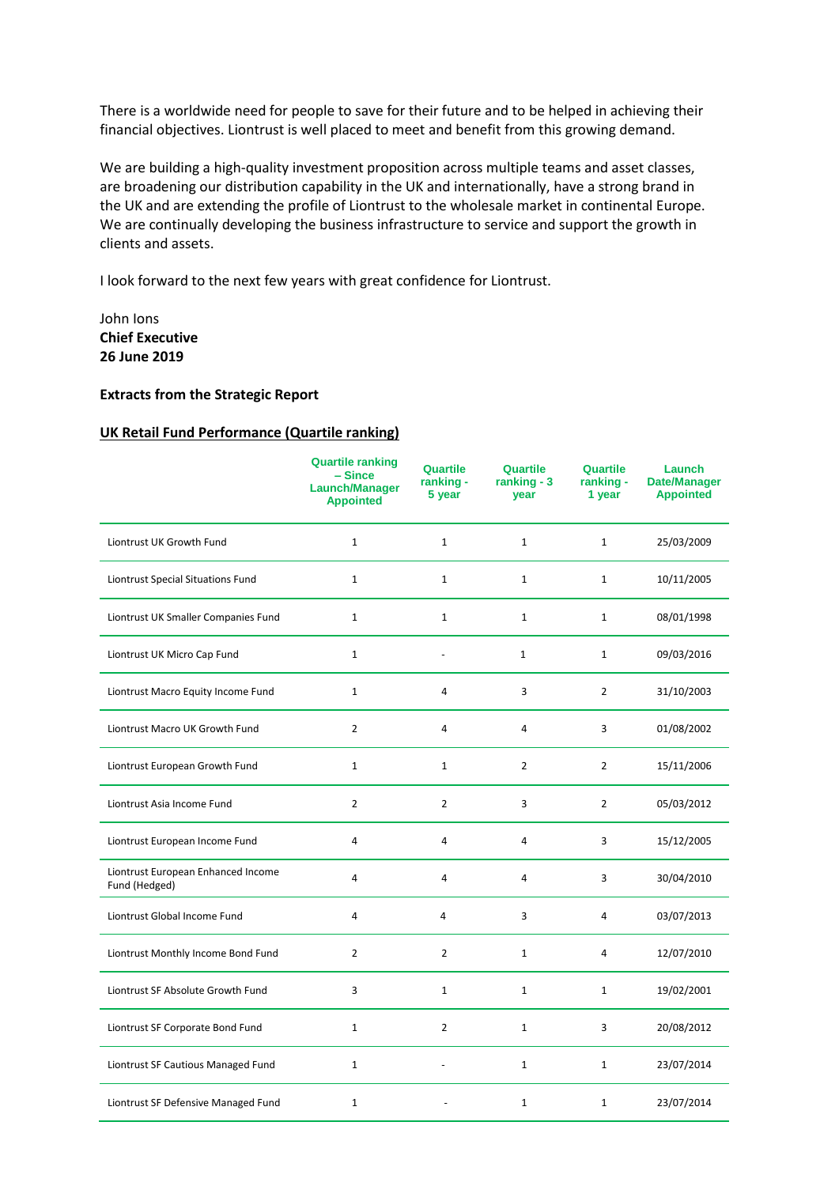There is a worldwide need for people to save for their future and to be helped in achieving their financial objectives. Liontrust is well placed to meet and benefit from this growing demand.

We are building a high-quality investment proposition across multiple teams and asset classes, are broadening our distribution capability in the UK and internationally, have a strong brand in the UK and are extending the profile of Liontrust to the wholesale market in continental Europe. We are continually developing the business infrastructure to service and support the growth in clients and assets.

I look forward to the next few years with great confidence for Liontrust.

John Ions
**Chief Executive**
**26 June 2019**

**Extracts from the Strategic Report**

**UK Retail Fund Performance (Quartile ranking)**

| | Quartile ranking – Since Launch/Manager Appointed | Quartile ranking - 5 year | Quartile ranking - 3 year | Quartile ranking - 1 year | Launch Date/Manager Appointed |
|---|---|---|---|---|---|
| Liontrust UK Growth Fund | 1 | 1 | 1 | 1 | 25/03/2009 |
| Liontrust Special Situations Fund | 1 | 1 | 1 | 1 | 10/11/2005 |
| Liontrust UK Smaller Companies Fund | 1 | 1 | 1 | 1 | 08/01/1998 |
| Liontrust UK Micro Cap Fund | 1 | - | 1 | 1 | 09/03/2016 |
| Liontrust Macro Equity Income Fund | 1 | 4 | 3 | 2 | 31/10/2003 |
| Liontrust Macro UK Growth Fund | 2 | 4 | 4 | 3 | 01/08/2002 |
| Liontrust European Growth Fund | 1 | 1 | 2 | 2 | 15/11/2006 |
| Liontrust Asia Income Fund | 2 | 2 | 3 | 2 | 05/03/2012 |
| Liontrust European Income Fund | 4 | 4 | 4 | 3 | 15/12/2005 |
| Liontrust European Enhanced Income Fund (Hedged) | 4 | 4 | 4 | 3 | 30/04/2010 |
| Liontrust Global Income Fund | 4 | 4 | 3 | 4 | 03/07/2013 |
| Liontrust Monthly Income Bond Fund | 2 | 2 | 1 | 4 | 12/07/2010 |
| Liontrust SF Absolute Growth Fund | 3 | 1 | 1 | 1 | 19/02/2001 |
| Liontrust SF Corporate Bond Fund | 1 | 2 | 1 | 3 | 20/08/2012 |
| Liontrust SF Cautious Managed Fund | 1 | - | 1 | 1 | 23/07/2014 |
| Liontrust SF Defensive Managed Fund | 1 | - | 1 | 1 | 23/07/2014 |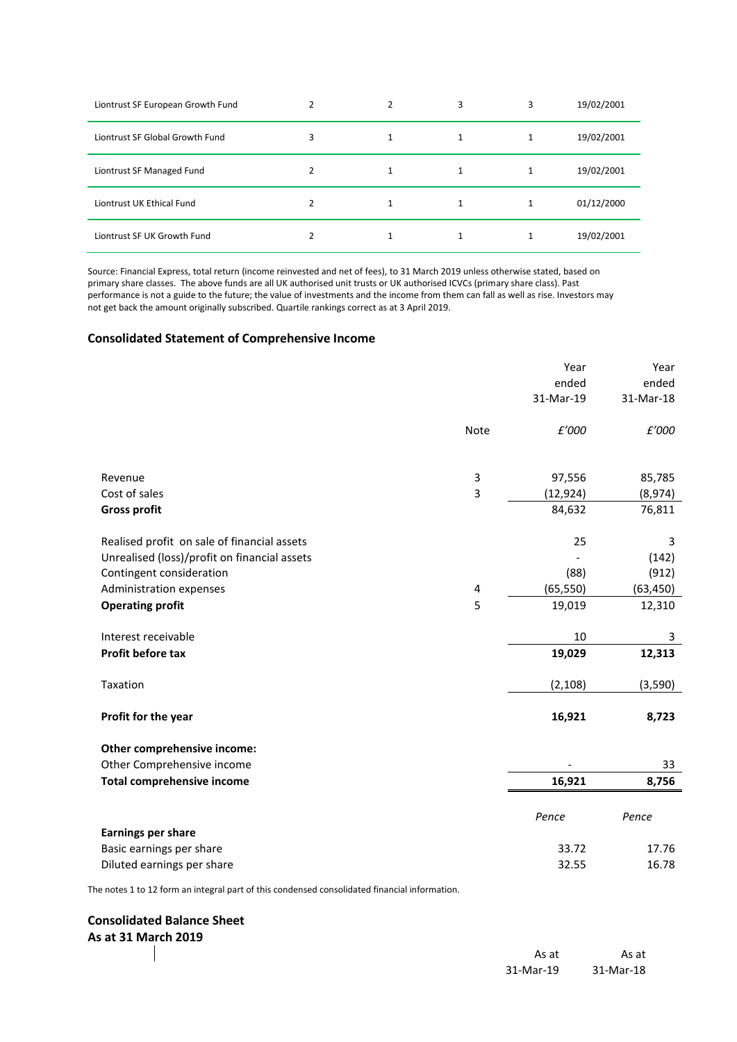| | | | | | |
|---|---|---|---|---|---|
| Liontrust SF European Growth Fund | 2 | 2 | 3 | 3 | 19/02/2001 |
| Liontrust SF Global Growth Fund | 3 | 1 | 1 | 1 | 19/02/2001 |
| Liontrust SF Managed Fund | 2 | 1 | 1 | 1 | 19/02/2001 |
| Liontrust UK Ethical Fund | 2 | 1 | 1 | 1 | 01/12/2000 |
| Liontrust SF UK Growth Fund | 2 | 1 | 1 | 1 | 19/02/2001 |

Source: Financial Express, total return (income reinvested and net of fees), to 31 March 2019 unless otherwise stated, based on primary share classes. The above funds are all UK authorised unit trusts or UK authorised ICVCs (primary share class). Past performance is not a guide to the future; the value of investments and the income from them can fall as well as rise. Investors may not get back the amount originally subscribed. Quartile rankings correct as at 3 April 2019.

## Consolidated Statement of Comprehensive Income

| | Note | Year ended 31-Mar-19 | Year ended 31-Mar-18 |
|---|---|---|---|
| | | *£'000* | *£'000* |
| Revenue | 3 | 97,556 | 85,785 |
| Cost of sales | 3 | (12,924) | (8,974) |
| **Gross profit** | | 84,632 | 76,811 |
| Realised profit on sale of financial assets | | 25 | 3 |
| Unrealised (loss)/profit on financial assets | | - | (142) |
| Contingent consideration | | (88) | (912) |
| Administration expenses | 4 | (65,550) | (63,450) |
| **Operating profit** | 5 | 19,019 | 12,310 |
| Interest receivable | | 10 | 3 |
| **Profit before tax** | | **19,029** | **12,313** |
| Taxation | | (2,108) | (3,590) |
| **Profit for the year** | | **16,921** | **8,723** |
| **Other comprehensive income:** | | | |
| Other Comprehensive income | | - | 33 |
| **Total comprehensive income** | | **16,921** | **8,756** |
| | | *Pence* | *Pence* |
| **Earnings per share** | | | |
| Basic earnings per share | | 33.72 | 17.76 |
| Diluted earnings per share | | 32.55 | 16.78 |

The notes 1 to 12 form an integral part of this condensed consolidated financial information.

## Consolidated Balance Sheet
**As at 31 March 2019**

| | As at 31-Mar-19 | As at 31-Mar-18 |
|---|---|---|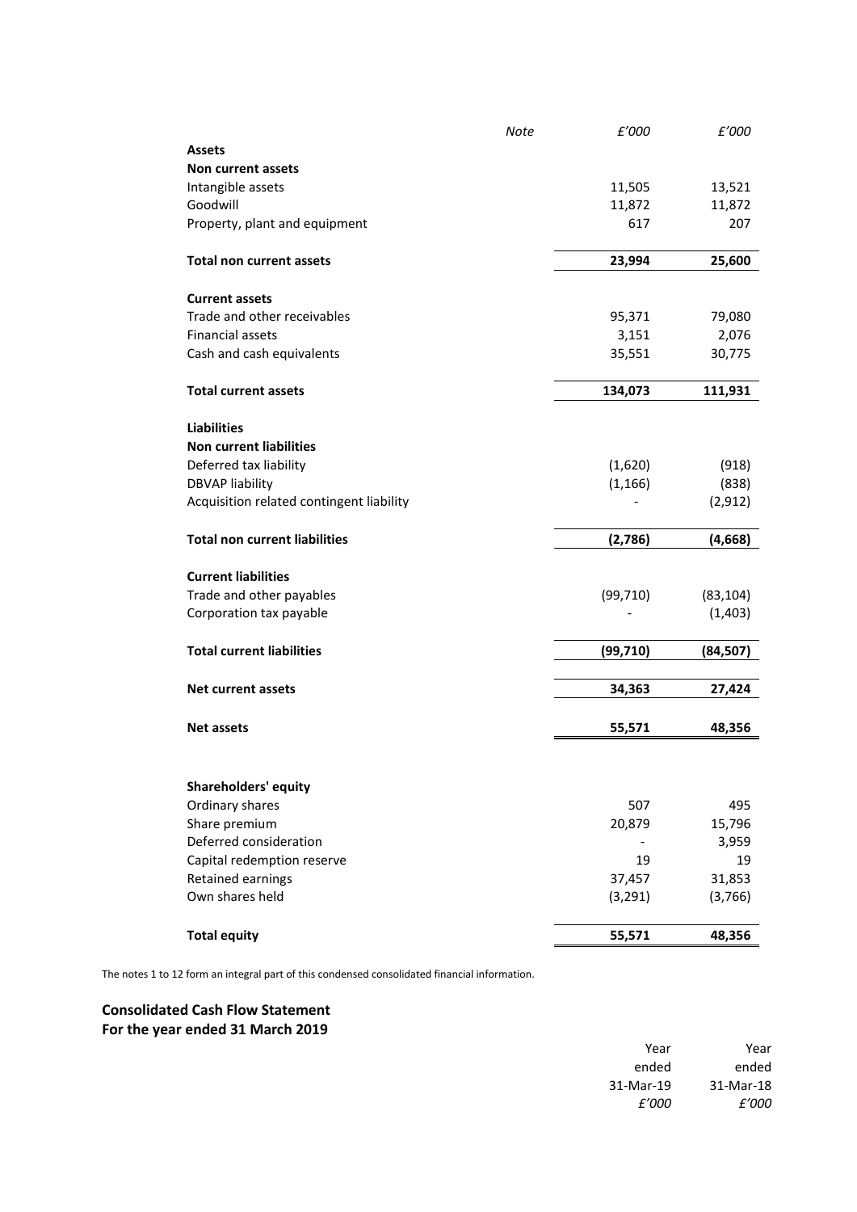| | Note | £'000 | £'000 |
|---|---|---|---|
| **Assets** | | | |
| **Non current assets** | | | |
| Intangible assets | | 11,505 | 13,521 |
| Goodwill | | 11,872 | 11,872 |
| Property, plant and equipment | | 617 | 207 |
| **Total non current assets** | | **23,994** | **25,600** |
| **Current assets** | | | |
| Trade and other receivables | | 95,371 | 79,080 |
| Financial assets | | 3,151 | 2,076 |
| Cash and cash equivalents | | 35,551 | 30,775 |
| **Total current assets** | | **134,073** | **111,931** |
| **Liabilities** | | | |
| **Non current liabilities** | | | |
| Deferred tax liability | | (1,620) | (918) |
| DBVAP liability | | (1,166) | (838) |
| Acquisition related contingent liability | | - | (2,912) |
| **Total non current liabilities** | | **(2,786)** | **(4,668)** |
| **Current liabilities** | | | |
| Trade and other payables | | (99,710) | (83,104) |
| Corporation tax payable | | - | (1,403) |
| **Total current liabilities** | | **(99,710)** | **(84,507)** |
| **Net current assets** | | **34,363** | **27,424** |
| **Net assets** | | **55,571** | **48,356** |
| **Shareholders' equity** | | | |
| Ordinary shares | | 507 | 495 |
| Share premium | | 20,879 | 15,796 |
| Deferred consideration | | - | 3,959 |
| Capital redemption reserve | | 19 | 19 |
| Retained earnings | | 37,457 | 31,853 |
| Own shares held | | (3,291) | (3,766) |
| **Total equity** | | **55,571** | **48,356** |

The notes 1 to 12 form an integral part of this condensed consolidated financial information.

## Consolidated Cash Flow Statement
## For the year ended 31 March 2019

| | Year ended 31-Mar-19 | Year ended 31-Mar-18 |
|---|---|---|
| | *£'000* | *£'000* |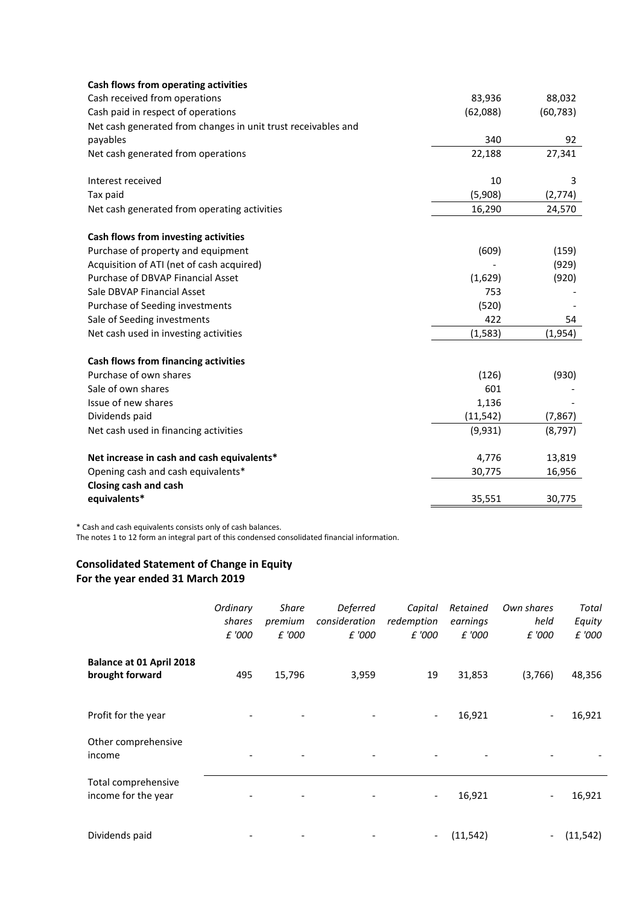| | | |
|---|---|---|
| **Cash flows from operating activities** | | |
| Cash received from operations | 83,936 | 88,032 |
| Cash paid in respect of operations | (62,088) | (60,783) |
| Net cash generated from changes in unit trust receivables and payables | 340 | 92 |
| Net cash generated from operations | 22,188 | 27,341 |
| | | |
| Interest received | 10 | 3 |
| Tax paid | (5,908) | (2,774) |
| Net cash generated from operating activities | 16,290 | 24,570 |
| | | |
| **Cash flows from investing activities** | | |
| Purchase of property and equipment | (609) | (159) |
| Acquisition of ATI (net of cash acquired) | - | (929) |
| Purchase of DBVAP Financial Asset | (1,629) | (920) |
| Sale DBVAP Financial Asset | 753 | - |
| Purchase of Seeding investments | (520) | - |
| Sale of Seeding investments | 422 | 54 |
| Net cash used in investing activities | (1,583) | (1,954) |
| | | |
| **Cash flows from financing activities** | | |
| Purchase of own shares | (126) | (930) |
| Sale of own shares | 601 | - |
| Issue of new shares | 1,136 | - |
| Dividends paid | (11,542) | (7,867) |
| Net cash used in financing activities | (9,931) | (8,797) |
| | | |
| **Net increase in cash and cash equivalents*** | 4,776 | 13,819 |
| Opening cash and cash equivalents* | 30,775 | 16,956 |
| **Closing cash and cash equivalents*** | 35,551 | 30,775 |

* Cash and cash equivalents consists only of cash balances.

The notes 1 to 12 form an integral part of this condensed consolidated financial information.

## Consolidated Statement of Change in Equity
## For the year ended 31 March 2019

| | *Ordinary shares £ '000* | *Share premium £ '000* | *Deferred consideration £ '000* | *Capital redemption £ '000* | *Retained earnings £ '000* | *Own shares held £ '000* | *Total Equity £ '000* |
|---|---|---|---|---|---|---|---|
| **Balance at 01 April 2018 brought forward** | 495 | 15,796 | 3,959 | 19 | 31,853 | (3,766) | 48,356 |
| Profit for the year | - | - | - | - | 16,921 | - | 16,921 |
| Other comprehensive income | - | - | - | - | - | - | - |
| Total comprehensive income for the year | - | - | - | - | 16,921 | - | 16,921 |
| Dividends paid | - | - | - | - | (11,542) | - | (11,542) |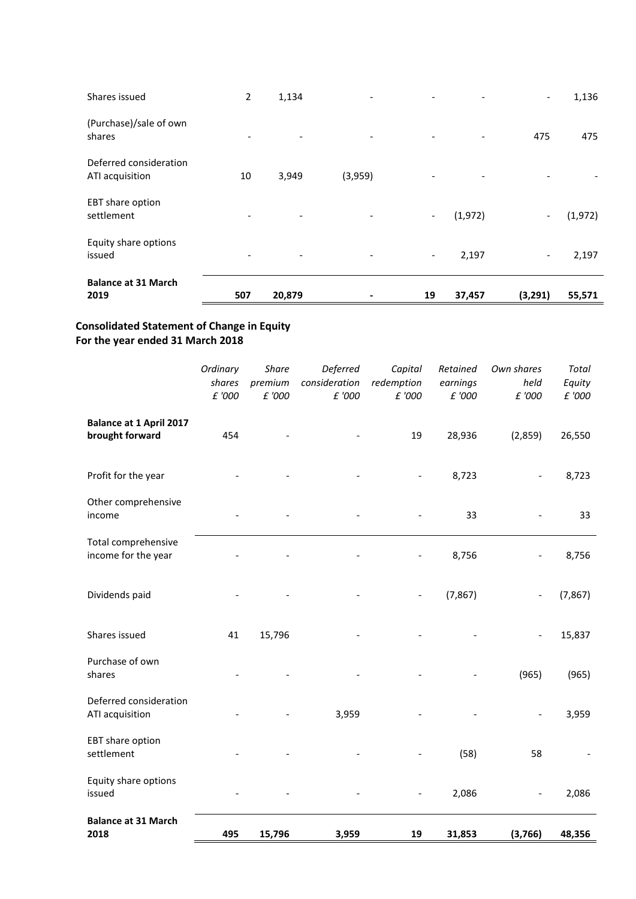| | | | | | | | |
|---|---|---|---|---|---|---|---|
| Shares issued | 2 | 1,134 | - | - | - | - | 1,136 |
| (Purchase)/sale of own shares | - | - | - | - | - | 475 | 475 |
| Deferred consideration ATI acquisition | 10 | 3,949 | (3,959) | - | - | - | - |
| EBT share option settlement | - | - | - | - | (1,972) | - | (1,972) |
| Equity share options issued | - | - | - | - | 2,197 | - | 2,197 |
| **Balance at 31 March 2019** | **507** | **20,879** | **-** | **19** | **37,457** | **(3,291)** | **55,571** |

**Consolidated Statement of Change in Equity**
**For the year ended 31 March 2018**

| | *Ordinary shares £ '000* | *Share premium £ '000* | *Deferred consideration £ '000* | *Capital redemption £ '000* | *Retained earnings £ '000* | *Own shares held £ '000* | *Total Equity £ '000* |
|---|---|---|---|---|---|---|---|
| **Balance at 1 April 2017 brought forward** | 454 | - | - | 19 | 28,936 | (2,859) | 26,550 |
| Profit for the year | - | - | - | - | 8,723 | - | 8,723 |
| Other comprehensive income | - | - | - | - | 33 | - | 33 |
| Total comprehensive income for the year | - | - | - | - | 8,756 | - | 8,756 |
| Dividends paid | - | - | - | - | (7,867) | - | (7,867) |
| Shares issued | 41 | 15,796 | - | - | - | - | 15,837 |
| Purchase of own shares | - | - | - | - | - | (965) | (965) |
| Deferred consideration ATI acquisition | - | - | 3,959 | - | - | - | 3,959 |
| EBT share option settlement | - | - | - | - | (58) | 58 | - |
| Equity share options issued | - | - | - | - | 2,086 | - | 2,086 |
| **Balance at 31 March 2018** | **495** | **15,796** | **3,959** | **19** | **31,853** | **(3,766)** | **48,356** |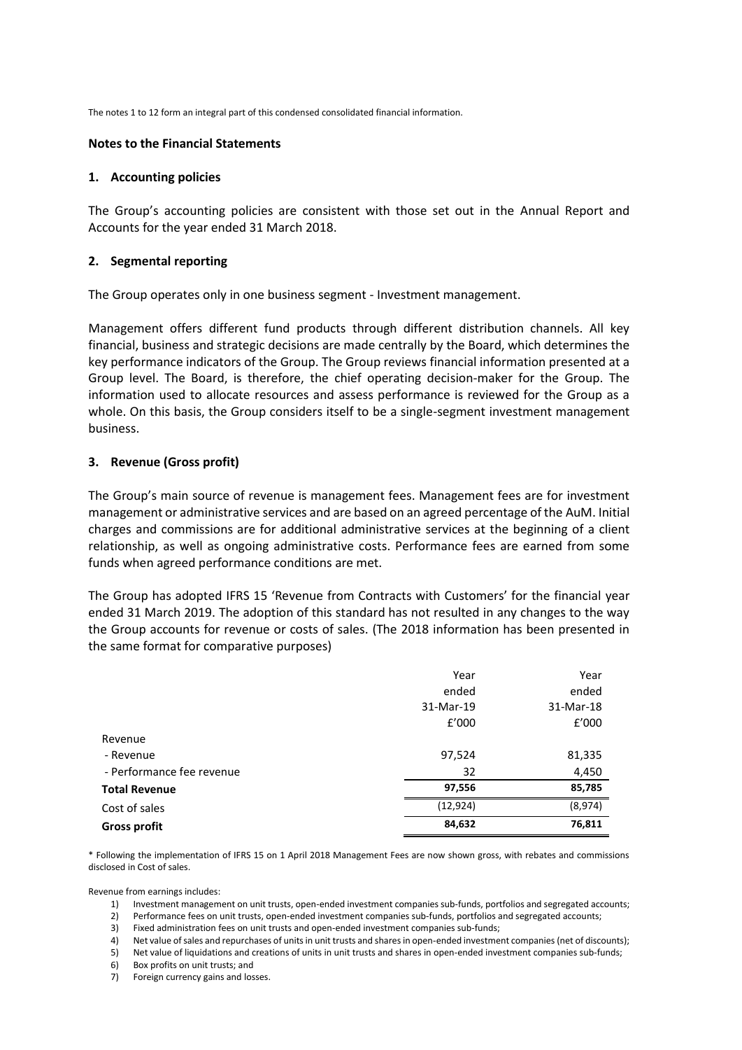The notes 1 to 12 form an integral part of this condensed consolidated financial information.

**Notes to the Financial Statements**

### 1. Accounting policies

The Group's accounting policies are consistent with those set out in the Annual Report and Accounts for the year ended 31 March 2018.

### 2. Segmental reporting

The Group operates only in one business segment - Investment management.

Management offers different fund products through different distribution channels. All key financial, business and strategic decisions are made centrally by the Board, which determines the key performance indicators of the Group. The Group reviews financial information presented at a Group level. The Board, is therefore, the chief operating decision-maker for the Group. The information used to allocate resources and assess performance is reviewed for the Group as a whole. On this basis, the Group considers itself to be a single-segment investment management business.

### 3. Revenue (Gross profit)

The Group's main source of revenue is management fees. Management fees are for investment management or administrative services and are based on an agreed percentage of the AuM. Initial charges and commissions are for additional administrative services at the beginning of a client relationship, as well as ongoing administrative costs. Performance fees are earned from some funds when agreed performance conditions are met.

The Group has adopted IFRS 15 'Revenue from Contracts with Customers' for the financial year ended 31 March 2019. The adoption of this standard has not resulted in any changes to the way the Group accounts for revenue or costs of sales. (The 2018 information has been presented in the same format for comparative purposes)

| | Year ended 31-Mar-19 £'000 | Year ended 31-Mar-18 £'000 |
|---|---|---|
| Revenue | | |
| - Revenue | 97,524 | 81,335 |
| - Performance fee revenue | 32 | 4,450 |
| **Total Revenue** | **97,556** | **85,785** |
| Cost of sales | (12,924) | (8,974) |
| **Gross profit** | **84,632** | **76,811** |

* Following the implementation of IFRS 15 on 1 April 2018 Management Fees are now shown gross, with rebates and commissions disclosed in Cost of sales.

Revenue from earnings includes:

1) Investment management on unit trusts, open-ended investment companies sub-funds, portfolios and segregated accounts;
2) Performance fees on unit trusts, open-ended investment companies sub-funds, portfolios and segregated accounts;
3) Fixed administration fees on unit trusts and open-ended investment companies sub-funds;
4) Net value of sales and repurchases of units in unit trusts and shares in open-ended investment companies (net of discounts);
5) Net value of liquidations and creations of units in unit trusts and shares in open-ended investment companies sub-funds;
6) Box profits on unit trusts; and
7) Foreign currency gains and losses.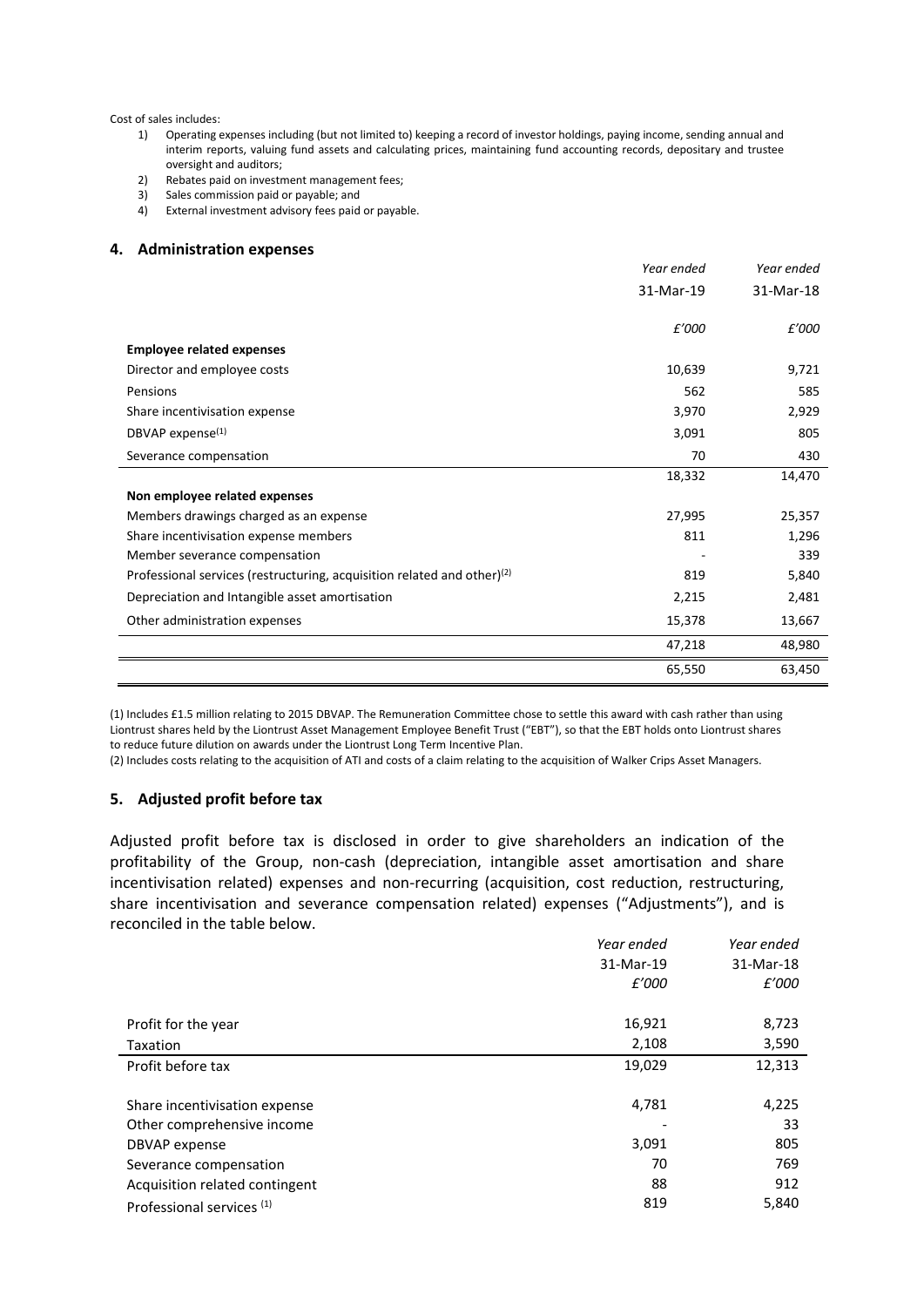Cost of sales includes:

1) Operating expenses including (but not limited to) keeping a record of investor holdings, paying income, sending annual and interim reports, valuing fund assets and calculating prices, maintaining fund accounting records, depositary and trustee oversight and auditors;
2) Rebates paid on investment management fees;
3) Sales commission paid or payable; and
4) External investment advisory fees paid or payable.

## 4. Administration expenses

| | *Year ended* 31-Mar-19 | *Year ended* 31-Mar-18 |
|---|---|---|
| | *£'000* | *£'000* |
| **Employee related expenses** | | |
| Director and employee costs | 10,639 | 9,721 |
| Pensions | 562 | 585 |
| Share incentivisation expense | 3,970 | 2,929 |
| DBVAP expense[(1)] | 3,091 | 805 |
| Severance compensation | 70 | 430 |
| | 18,332 | 14,470 |
| **Non employee related expenses** | | |
| Members drawings charged as an expense | 27,995 | 25,357 |
| Share incentivisation expense members | 811 | 1,296 |
| Member severance compensation | - | 339 |
| Professional services (restructuring, acquisition related and other)[(2)] | 819 | 5,840 |
| Depreciation and Intangible asset amortisation | 2,215 | 2,481 |
| Other administration expenses | 15,378 | 13,667 |
| | 47,218 | 48,980 |
| | 65,550 | 63,450 |

(1) Includes £1.5 million relating to 2015 DBVAP. The Remuneration Committee chose to settle this award with cash rather than using Liontrust shares held by the Liontrust Asset Management Employee Benefit Trust ("EBT"), so that the EBT holds onto Liontrust shares to reduce future dilution on awards under the Liontrust Long Term Incentive Plan.

(2) Includes costs relating to the acquisition of ATI and costs of a claim relating to the acquisition of Walker Crips Asset Managers.

## 5. Adjusted profit before tax

Adjusted profit before tax is disclosed in order to give shareholders an indication of the profitability of the Group, non-cash (depreciation, intangible asset amortisation and share incentivisation related) expenses and non-recurring (acquisition, cost reduction, restructuring, share incentivisation and severance compensation related) expenses ("Adjustments"), and is reconciled in the table below.

| | *Year ended* 31-Mar-19 *£'000* | *Year ended* 31-Mar-18 *£'000* |
|---|---|---|
| Profit for the year | 16,921 | 8,723 |
| Taxation | 2,108 | 3,590 |
| Profit before tax | 19,029 | 12,313 |
| | | |
| Share incentivisation expense | 4,781 | 4,225 |
| Other comprehensive income | - | 33 |
| DBVAP expense | 3,091 | 805 |
| Severance compensation | 70 | 769 |
| Acquisition related contingent | 88 | 912 |
| Professional services [(1)] | 819 | 5,840 |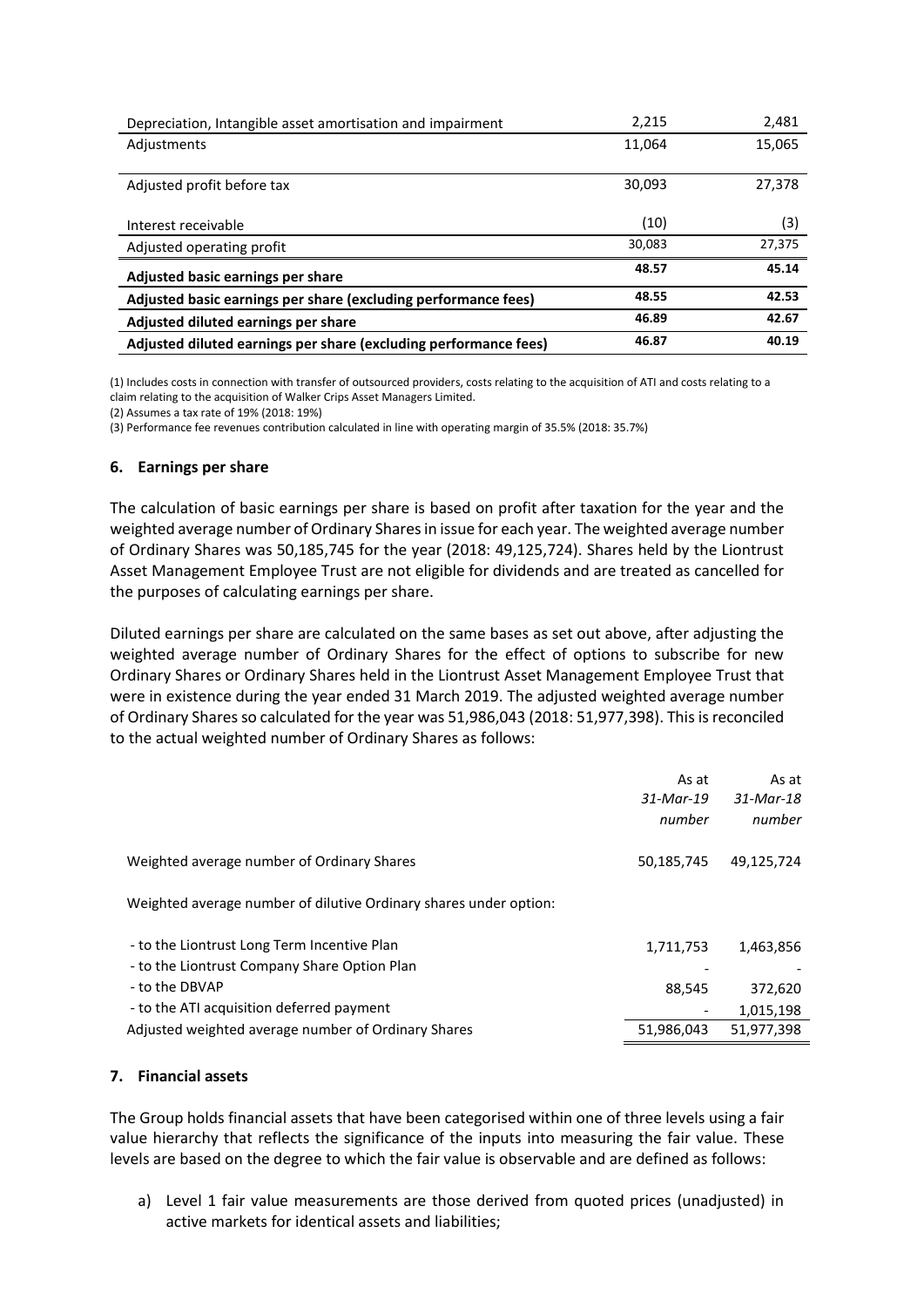| | | |
|---|---|---|
| Depreciation, Intangible asset amortisation and impairment | 2,215 | 2,481 |
| Adjustments | 11,064 | 15,065 |
| Adjusted profit before tax | 30,093 | 27,378 |
| Interest receivable | (10) | (3) |
| Adjusted operating profit | 30,083 | 27,375 |
| **Adjusted basic earnings per share** | **48.57** | **45.14** |
| **Adjusted basic earnings per share (excluding performance fees)** | **48.55** | **42.53** |
| **Adjusted diluted earnings per share** | **46.89** | **42.67** |
| **Adjusted diluted earnings per share (excluding performance fees)** | **46.87** | **40.19** |

(1) Includes costs in connection with transfer of outsourced providers, costs relating to the acquisition of ATI and costs relating to a claim relating to the acquisition of Walker Crips Asset Managers Limited.
(2) Assumes a tax rate of 19% (2018: 19%)
(3) Performance fee revenues contribution calculated in line with operating margin of 35.5% (2018: 35.7%)

### 6. Earnings per share

The calculation of basic earnings per share is based on profit after taxation for the year and the weighted average number of Ordinary Shares in issue for each year. The weighted average number of Ordinary Shares was 50,185,745 for the year (2018: 49,125,724). Shares held by the Liontrust Asset Management Employee Trust are not eligible for dividends and are treated as cancelled for the purposes of calculating earnings per share.

Diluted earnings per share are calculated on the same bases as set out above, after adjusting the weighted average number of Ordinary Shares for the effect of options to subscribe for new Ordinary Shares or Ordinary Shares held in the Liontrust Asset Management Employee Trust that were in existence during the year ended 31 March 2019. The adjusted weighted average number of Ordinary Shares so calculated for the year was 51,986,043 (2018: 51,977,398). This is reconciled to the actual weighted number of Ordinary Shares as follows:

| | As at *31-Mar-19* *number* | As at *31-Mar-18* *number* |
|---|---|---|
| Weighted average number of Ordinary Shares | 50,185,745 | 49,125,724 |
| Weighted average number of dilutive Ordinary shares under option: | | |
| - to the Liontrust Long Term Incentive Plan | 1,711,753 | 1,463,856 |
| - to the Liontrust Company Share Option Plan | - | - |
| - to the DBVAP | 88,545 | 372,620 |
| - to the ATI acquisition deferred payment | - | 1,015,198 |
| Adjusted weighted average number of Ordinary Shares | 51,986,043 | 51,977,398 |

### 7. Financial assets

The Group holds financial assets that have been categorised within one of three levels using a fair value hierarchy that reflects the significance of the inputs into measuring the fair value. These levels are based on the degree to which the fair value is observable and are defined as follows:

a) Level 1 fair value measurements are those derived from quoted prices (unadjusted) in active markets for identical assets and liabilities;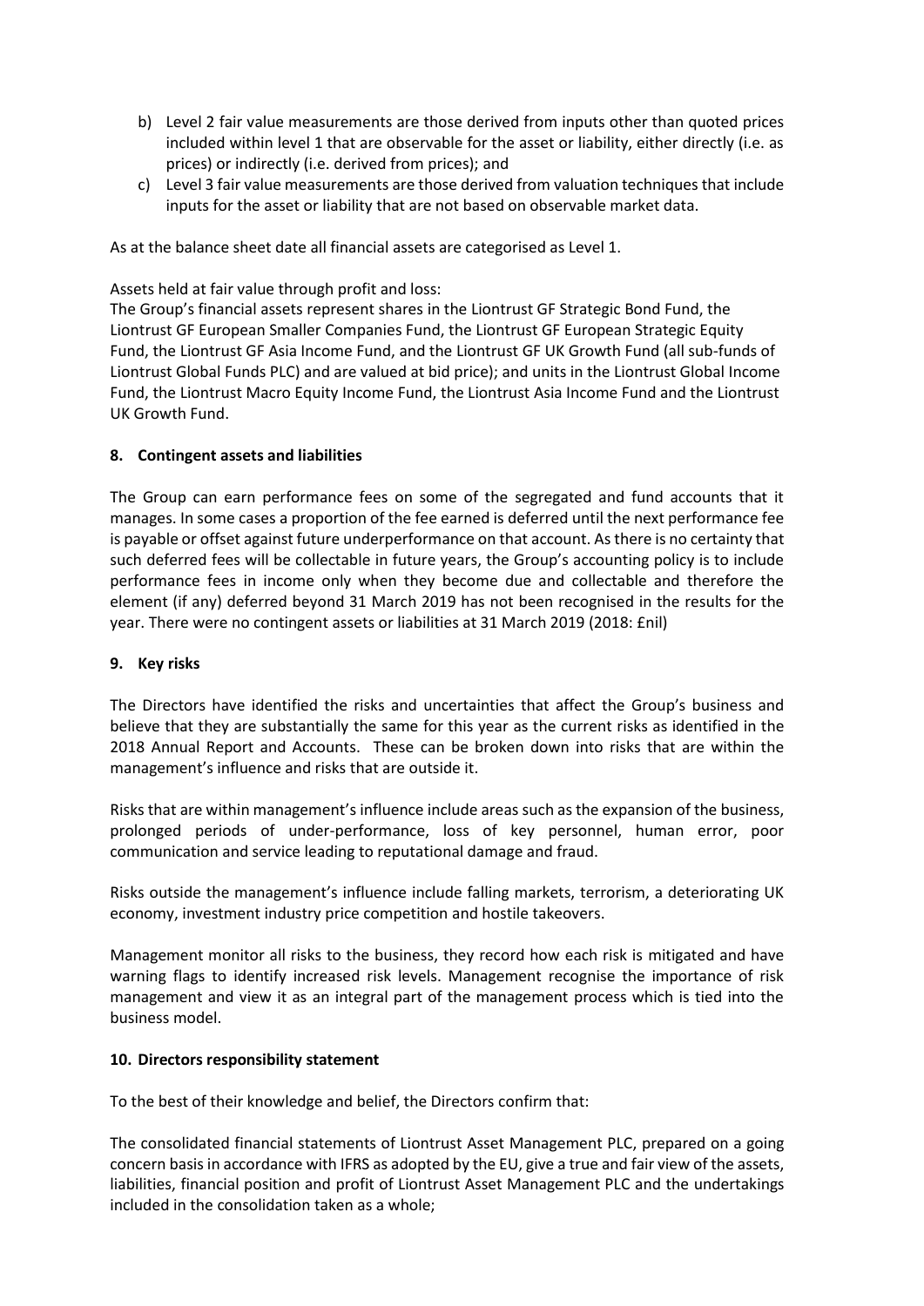b) Level 2 fair value measurements are those derived from inputs other than quoted prices included within level 1 that are observable for the asset or liability, either directly (i.e. as prices) or indirectly (i.e. derived from prices); and
c) Level 3 fair value measurements are those derived from valuation techniques that include inputs for the asset or liability that are not based on observable market data.

As at the balance sheet date all financial assets are categorised as Level 1.

Assets held at fair value through profit and loss:
The Group's financial assets represent shares in the Liontrust GF Strategic Bond Fund, the Liontrust GF European Smaller Companies Fund, the Liontrust GF European Strategic Equity Fund, the Liontrust GF Asia Income Fund, and the Liontrust GF UK Growth Fund (all sub-funds of Liontrust Global Funds PLC) and are valued at bid price); and units in the Liontrust Global Income Fund, the Liontrust Macro Equity Income Fund, the Liontrust Asia Income Fund and the Liontrust UK Growth Fund.

## 8. Contingent assets and liabilities

The Group can earn performance fees on some of the segregated and fund accounts that it manages. In some cases a proportion of the fee earned is deferred until the next performance fee is payable or offset against future underperformance on that account. As there is no certainty that such deferred fees will be collectable in future years, the Group's accounting policy is to include performance fees in income only when they become due and collectable and therefore the element (if any) deferred beyond 31 March 2019 has not been recognised in the results for the year. There were no contingent assets or liabilities at 31 March 2019 (2018: £nil)

## 9. Key risks

The Directors have identified the risks and uncertainties that affect the Group's business and believe that they are substantially the same for this year as the current risks as identified in the 2018 Annual Report and Accounts. These can be broken down into risks that are within the management's influence and risks that are outside it.

Risks that are within management's influence include areas such as the expansion of the business, prolonged periods of under-performance, loss of key personnel, human error, poor communication and service leading to reputational damage and fraud.

Risks outside the management's influence include falling markets, terrorism, a deteriorating UK economy, investment industry price competition and hostile takeovers.

Management monitor all risks to the business, they record how each risk is mitigated and have warning flags to identify increased risk levels. Management recognise the importance of risk management and view it as an integral part of the management process which is tied into the business model.

## 10. Directors responsibility statement

To the best of their knowledge and belief, the Directors confirm that:

The consolidated financial statements of Liontrust Asset Management PLC, prepared on a going concern basis in accordance with IFRS as adopted by the EU, give a true and fair view of the assets, liabilities, financial position and profit of Liontrust Asset Management PLC and the undertakings included in the consolidation taken as a whole;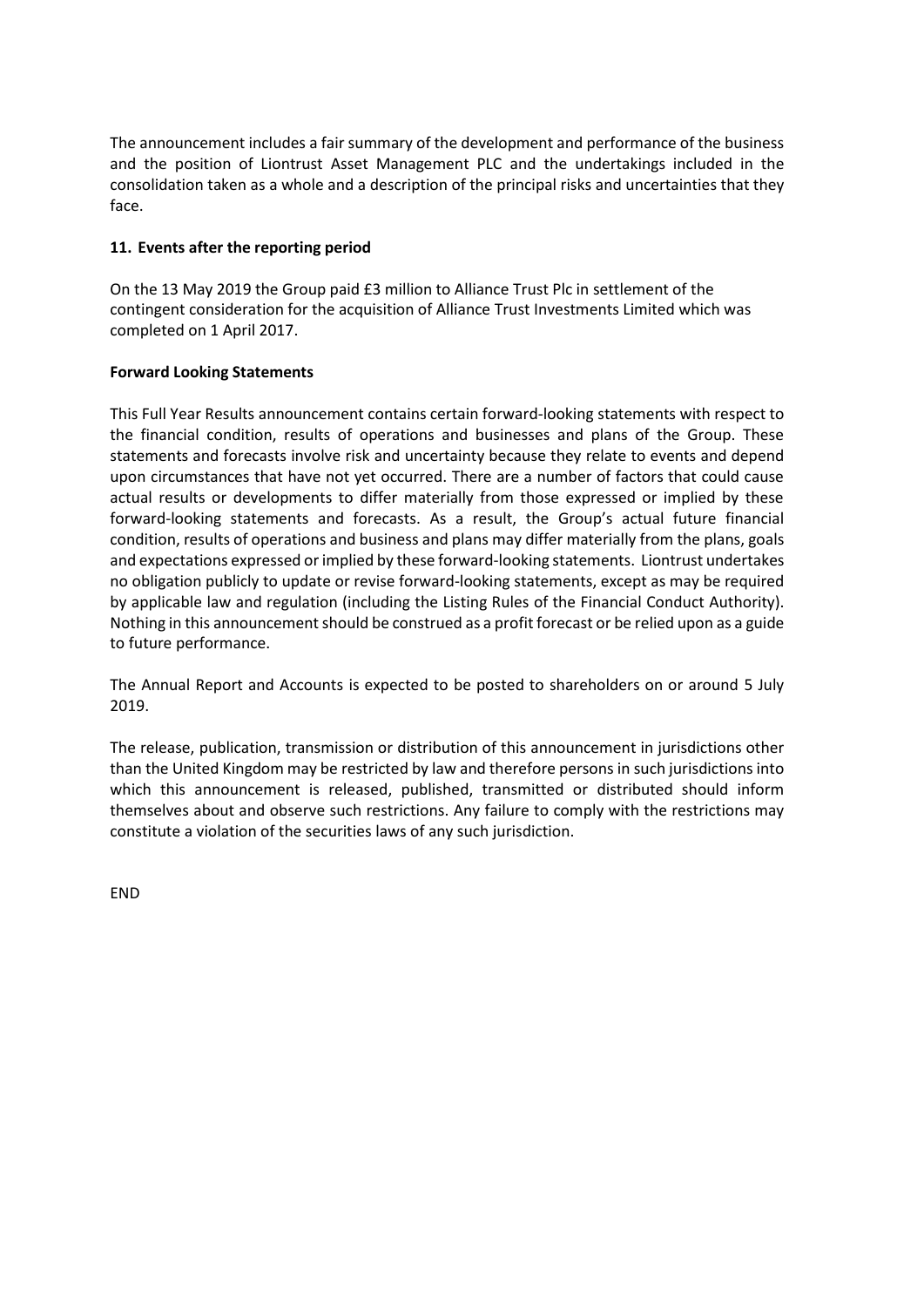The announcement includes a fair summary of the development and performance of the business and the position of Liontrust Asset Management PLC and the undertakings included in the consolidation taken as a whole and a description of the principal risks and uncertainties that they face.

## 11. Events after the reporting period

On the 13 May 2019 the Group paid £3 million to Alliance Trust Plc in settlement of the contingent consideration for the acquisition of Alliance Trust Investments Limited which was completed on 1 April 2017.

## Forward Looking Statements

This Full Year Results announcement contains certain forward-looking statements with respect to the financial condition, results of operations and businesses and plans of the Group. These statements and forecasts involve risk and uncertainty because they relate to events and depend upon circumstances that have not yet occurred. There are a number of factors that could cause actual results or developments to differ materially from those expressed or implied by these forward-looking statements and forecasts. As a result, the Group's actual future financial condition, results of operations and business and plans may differ materially from the plans, goals and expectations expressed or implied by these forward-looking statements. Liontrust undertakes no obligation publicly to update or revise forward-looking statements, except as may be required by applicable law and regulation (including the Listing Rules of the Financial Conduct Authority). Nothing in this announcement should be construed as a profit forecast or be relied upon as a guide to future performance.

The Annual Report and Accounts is expected to be posted to shareholders on or around 5 July 2019.

The release, publication, transmission or distribution of this announcement in jurisdictions other than the United Kingdom may be restricted by law and therefore persons in such jurisdictions into which this announcement is released, published, transmitted or distributed should inform themselves about and observe such restrictions. Any failure to comply with the restrictions may constitute a violation of the securities laws of any such jurisdiction.

END